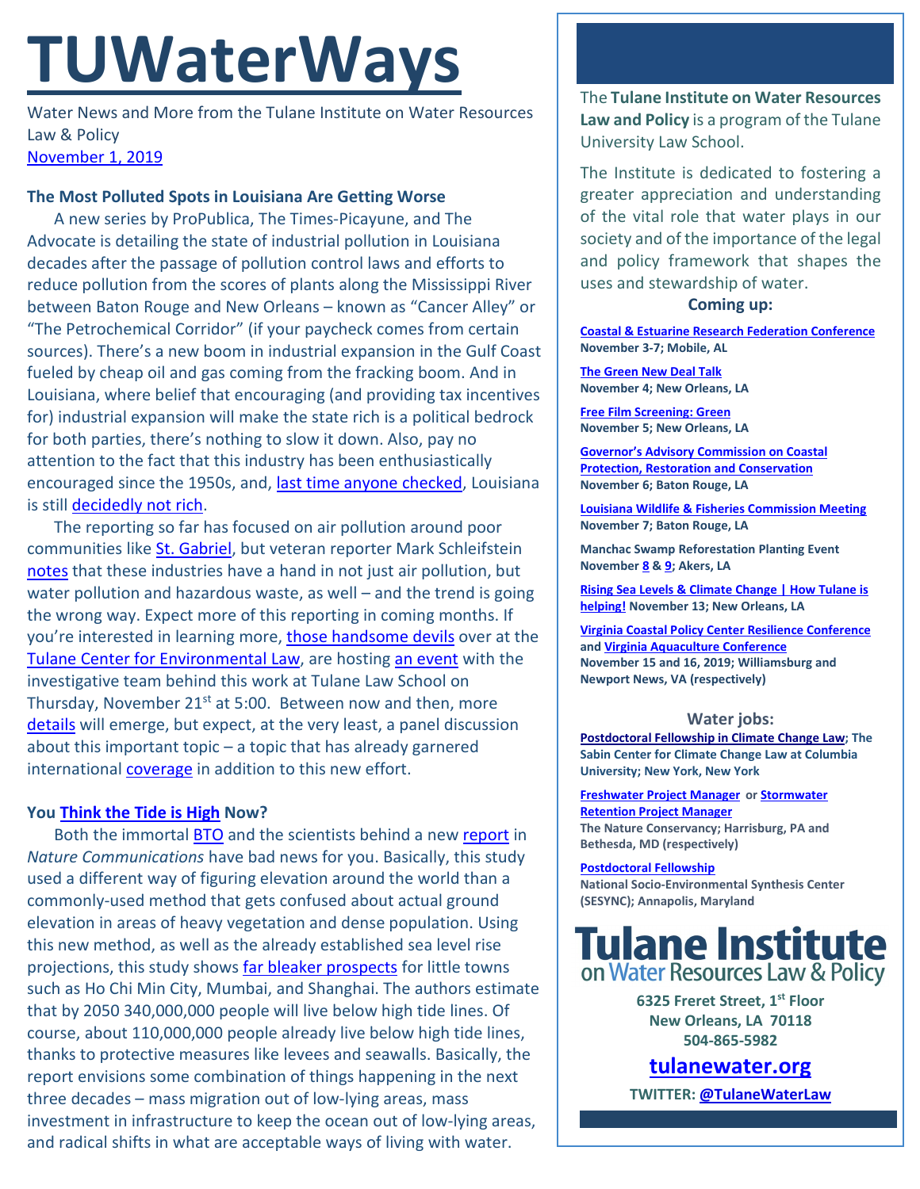# TUWaterWays

Water News and More from the Tulane Institute on Water Resources Law & Policy
November 1, 2019

### The Most Polluted Spots in Louisiana Are Getting Worse

A new series by ProPublica, The Times-Picayune, and The Advocate is detailing the state of industrial pollution in Louisiana decades after the passage of pollution control laws and efforts to reduce pollution from the scores of plants along the Mississippi River between Baton Rouge and New Orleans – known as "Cancer Alley" or "The Petrochemical Corridor" (if your paycheck comes from certain sources). There's a new boom in industrial expansion in the Gulf Coast fueled by cheap oil and gas coming from the fracking boom. And in Louisiana, where belief that encouraging (and providing tax incentives for) industrial expansion will make the state rich is a political bedrock for both parties, there's nothing to slow it down. Also, pay no attention to the fact that this industry has been enthusiastically encouraged since the 1950s, and, last time anyone checked, Louisiana is still decidedly not rich.

The reporting so far has focused on air pollution around poor communities like St. Gabriel, but veteran reporter Mark Schleifstein notes that these industries have a hand in not just air pollution, but water pollution and hazardous waste, as well – and the trend is going the wrong way. Expect more of this reporting in coming months. If you're interested in learning more, those handsome devils over at the Tulane Center for Environmental Law, are hosting an event with the investigative team behind this work at Tulane Law School on Thursday, November 21st at 5:00. Between now and then, more details will emerge, but expect, at the very least, a panel discussion about this important topic – a topic that has already garnered international coverage in addition to this new effort.

### You Think the Tide is High Now?

Both the immortal BTO and the scientists behind a new report in *Nature Communications* have bad news for you. Basically, this study used a different way of figuring elevation around the world than a commonly-used method that gets confused about actual ground elevation in areas of heavy vegetation and dense population. Using this new method, as well as the already established sea level rise projections, this study shows far bleaker prospects for little towns such as Ho Chi Min City, Mumbai, and Shanghai. The authors estimate that by 2050 340,000,000 people will live below high tide lines. Of course, about 110,000,000 people already live below high tide lines, thanks to protective measures like levees and seawalls. Basically, the report envisions some combination of things happening in the next three decades – mass migration out of low-lying areas, mass investment in infrastructure to keep the ocean out of low-lying areas, and radical shifts in what are acceptable ways of living with water.

---

The **Tulane Institute on Water Resources Law and Policy** is a program of the Tulane University Law School.

The Institute is dedicated to fostering a greater appreciation and understanding of the vital role that water plays in our society and of the importance of the legal and policy framework that shapes the uses and stewardship of water.

**Coming up:**

**Coastal & Estuarine Research Federation Conference**
**November 3-7; Mobile, AL**

**The Green New Deal Talk**
**November 4; New Orleans, LA**

**Free Film Screening: Green**
**November 5; New Orleans, LA**

**Governor's Advisory Commission on Coastal Protection, Restoration and Conservation**
**November 6; Baton Rouge, LA**

**Louisiana Wildlife & Fisheries Commission Meeting**
**November 7; Baton Rouge, LA**

**Manchac Swamp Reforestation Planting Event**
**November 8 & 9; Akers, LA**

**Rising Sea Levels & Climate Change | How Tulane is helping! November 13; New Orleans, LA**

**Virginia Coastal Policy Center Resilience Conference and Virginia Aquaculture Conference**
**November 15 and 16, 2019; Williamsburg and Newport News, VA (respectively)**

**Water jobs:**

**Postdoctoral Fellowship in Climate Change Law; The Sabin Center for Climate Change Law at Columbia University; New York, New York**

**Freshwater Project Manager or Stormwater Retention Project Manager**
**The Nature Conservancy; Harrisburg, PA and Bethesda, MD (respectively)**

**Postdoctoral Fellowship**
**National Socio-Environmental Synthesis Center (SESYNC); Annapolis, Maryland**

**Tulane Institute on Water Resources Law & Policy**

**6325 Freret Street, 1st Floor**
**New Orleans, LA 70118**
**504-865-5982**

**tulanewater.org**

**TWITTER: @TulaneWaterLaw**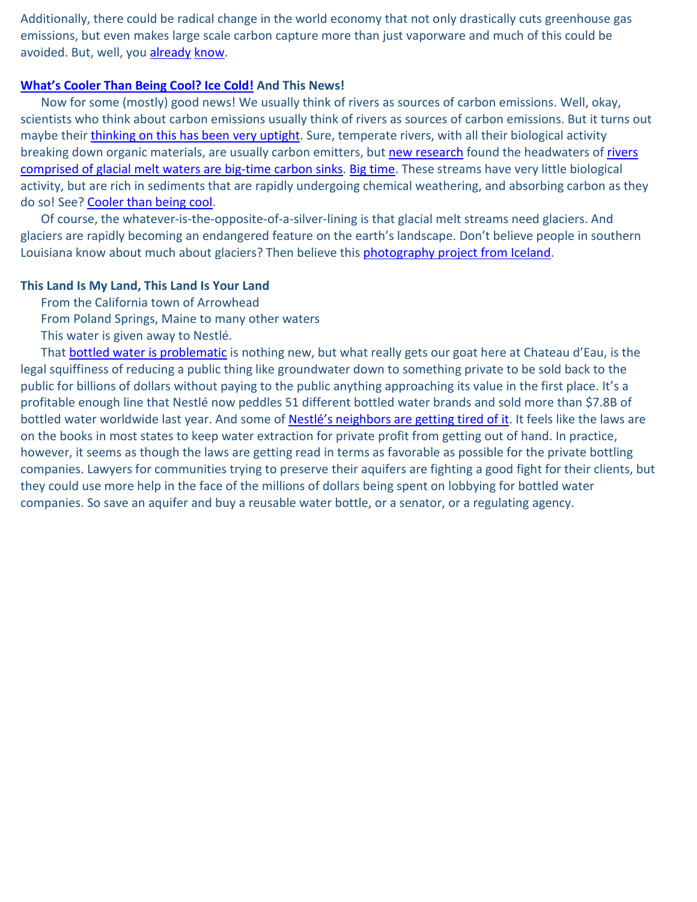Additionally, there could be radical change in the world economy that not only drastically cuts greenhouse gas emissions, but even makes large scale carbon capture more than just vaporware and much of this could be avoided. But, well, you already know.

### What's Cooler Than Being Cool? Ice Cold! And This News!

Now for some (mostly) good news! We usually think of rivers as sources of carbon emissions. Well, okay, scientists who think about carbon emissions usually think of rivers as sources of carbon emissions. But it turns out maybe their thinking on this has been very uptight. Sure, temperate rivers, with all their biological activity breaking down organic materials, are usually carbon emitters, but new research found the headwaters of rivers comprised of glacial melt waters are big-time carbon sinks. Big time. These streams have very little biological activity, but are rich in sediments that are rapidly undergoing chemical weathering, and absorbing carbon as they do so! See? Cooler than being cool.

Of course, the whatever-is-the-opposite-of-a-silver-lining is that glacial melt streams need glaciers. And glaciers are rapidly becoming an endangered feature on the earth's landscape. Don't believe people in southern Louisiana know about much about glaciers? Then believe this photography project from Iceland.

### This Land Is My Land, This Land Is Your Land

From the California town of Arrowhead
From Poland Springs, Maine to many other waters
This water is given away to Nestlé.

That bottled water is problematic is nothing new, but what really gets our goat here at Chateau d'Eau, is the legal squiffiness of reducing a public thing like groundwater down to something private to be sold back to the public for billions of dollars without paying to the public anything approaching its value in the first place. It's a profitable enough line that Nestlé now peddles 51 different bottled water brands and sold more than $7.8B of bottled water worldwide last year. And some of Nestlé's neighbors are getting tired of it. It feels like the laws are on the books in most states to keep water extraction for private profit from getting out of hand. In practice, however, it seems as though the laws are getting read in terms as favorable as possible for the private bottling companies. Lawyers for communities trying to preserve their aquifers are fighting a good fight for their clients, but they could use more help in the face of the millions of dollars being spent on lobbying for bottled water companies. So save an aquifer and buy a reusable water bottle, or a senator, or a regulating agency.